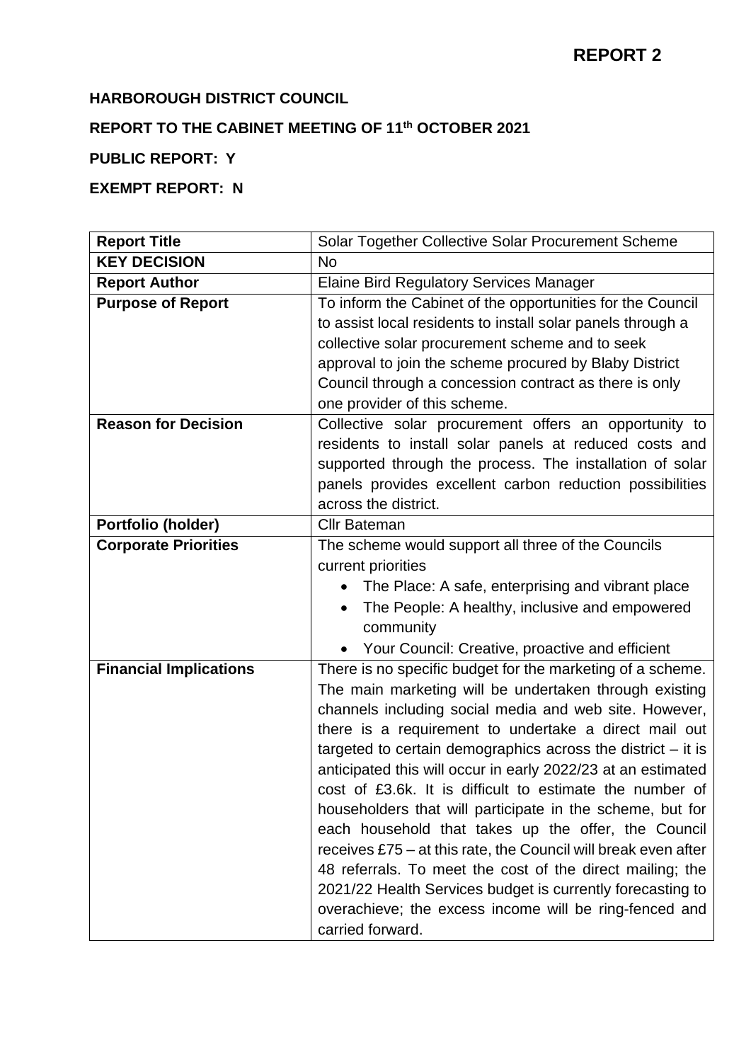**REPORT 2**

**HARBOROUGH DISTRICT COUNCIL**

**REPORT TO THE CABINET MEETING OF 11th OCTOBER 2021**

**PUBLIC REPORT: Y**

**EXEMPT REPORT: N**

| **Report Title** | Solar Together Collective Solar Procurement Scheme |
|---|---|
| **KEY DECISION** | No |
| **Report Author** | Elaine Bird Regulatory Services Manager |
| **Purpose of Report** | To inform the Cabinet of the opportunities for the Council to assist local residents to install solar panels through a collective solar procurement scheme and to seek approval to join the scheme procured by Blaby District Council through a concession contract as there is only one provider of this scheme. |
| **Reason for Decision** | Collective solar procurement offers an opportunity to residents to install solar panels at reduced costs and supported through the process. The installation of solar panels provides excellent carbon reduction possibilities across the district. |
| **Portfolio (holder)** | Cllr Bateman |
| **Corporate Priorities** | The scheme would support all three of the Councils current priorities<br>• The Place: A safe, enterprising and vibrant place<br>• The People: A healthy, inclusive and empowered community<br>• Your Council: Creative, proactive and efficient |
| **Financial Implications** | There is no specific budget for the marketing of a scheme. The main marketing will be undertaken through existing channels including social media and web site. However, there is a requirement to undertake a direct mail out targeted to certain demographics across the district – it is anticipated this will occur in early 2022/23 at an estimated cost of £3.6k. It is difficult to estimate the number of householders that will participate in the scheme, but for each household that takes up the offer, the Council receives £75 – at this rate, the Council will break even after 48 referrals. To meet the cost of the direct mailing; the 2021/22 Health Services budget is currently forecasting to overachieve; the excess income will be ring-fenced and carried forward. |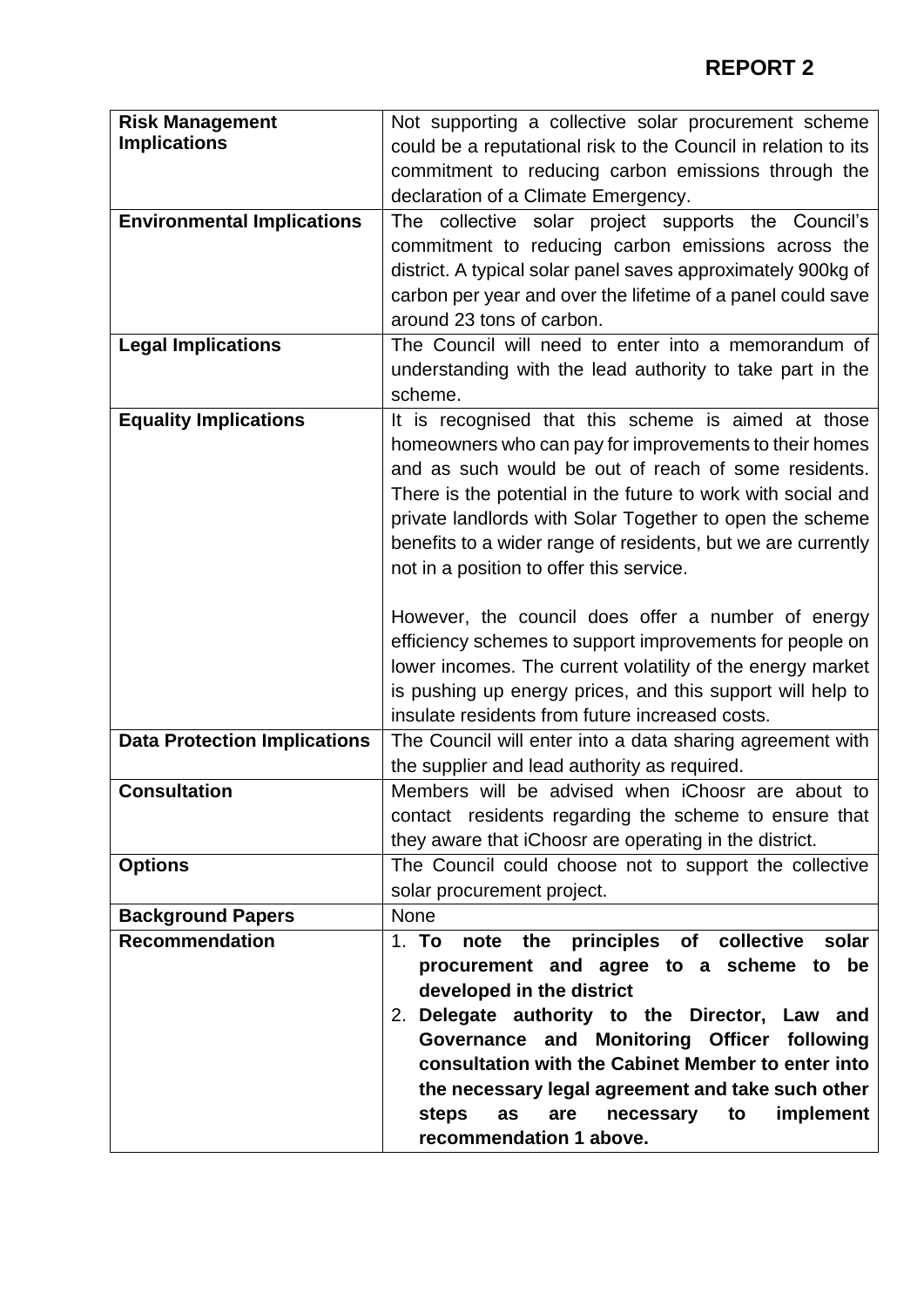**REPORT 2**

| | |
|---|---|
| **Risk Management Implications** | Not supporting a collective solar procurement scheme could be a reputational risk to the Council in relation to its commitment to reducing carbon emissions through the declaration of a Climate Emergency. |
| **Environmental Implications** | The collective solar project supports the Council's commitment to reducing carbon emissions across the district. A typical solar panel saves approximately 900kg of carbon per year and over the lifetime of a panel could save around 23 tons of carbon. |
| **Legal Implications** | The Council will need to enter into a memorandum of understanding with the lead authority to take part in the scheme. |
| **Equality Implications** | It is recognised that this scheme is aimed at those homeowners who can pay for improvements to their homes and as such would be out of reach of some residents. There is the potential in the future to work with social and private landlords with Solar Together to open the scheme benefits to a wider range of residents, but we are currently not in a position to offer this service.<br><br>However, the council does offer a number of energy efficiency schemes to support improvements for people on lower incomes. The current volatility of the energy market is pushing up energy prices, and this support will help to insulate residents from future increased costs. |
| **Data Protection Implications** | The Council will enter into a data sharing agreement with the supplier and lead authority as required. |
| **Consultation** | Members will be advised when iChoosr are about to contact residents regarding the scheme to ensure that they aware that iChoosr are operating in the district. |
| **Options** | The Council could choose not to support the collective solar procurement project. |
| **Background Papers** | None |
| **Recommendation** | 1. **To note the principles of collective solar procurement and agree to a scheme to be developed in the district**<br>2. **Delegate authority to the Director, Law and Governance and Monitoring Officer following consultation with the Cabinet Member to enter into the necessary legal agreement and take such other steps as are necessary to implement recommendation 1 above.** |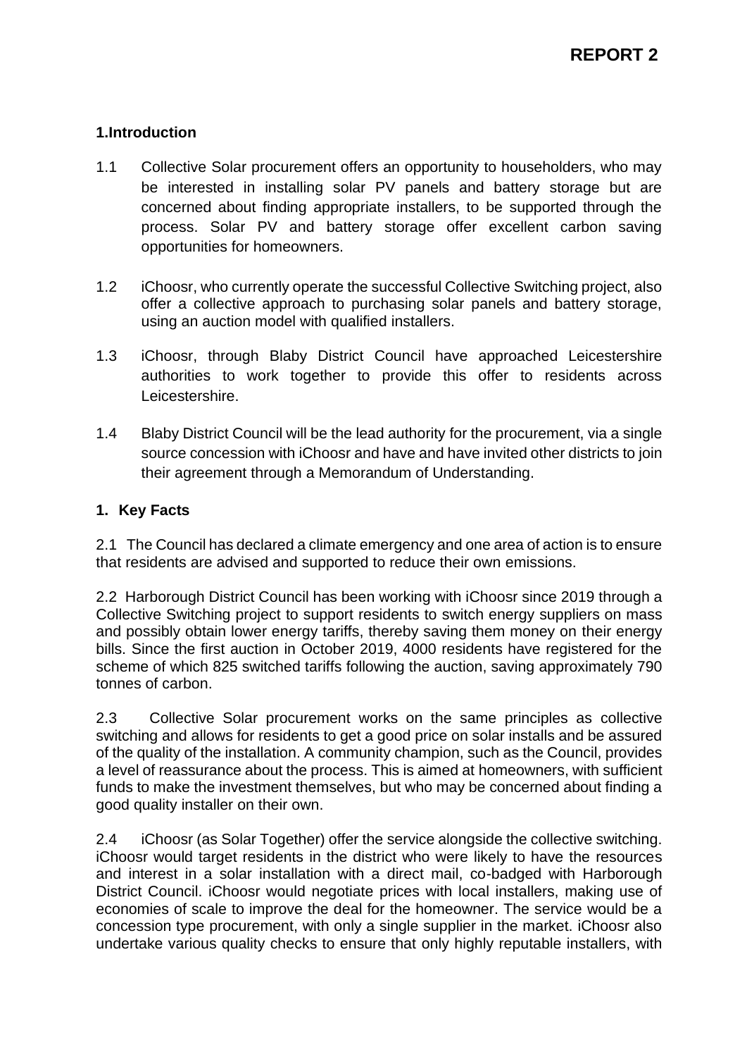**REPORT 2**

## 1.Introduction

1.1 Collective Solar procurement offers an opportunity to householders, who may be interested in installing solar PV panels and battery storage but are concerned about finding appropriate installers, to be supported through the process. Solar PV and battery storage offer excellent carbon saving opportunities for homeowners.

1.2 iChoosr, who currently operate the successful Collective Switching project, also offer a collective approach to purchasing solar panels and battery storage, using an auction model with qualified installers.

1.3 iChoosr, through Blaby District Council have approached Leicestershire authorities to work together to provide this offer to residents across Leicestershire.

1.4 Blaby District Council will be the lead authority for the procurement, via a single source concession with iChoosr and have and have invited other districts to join their agreement through a Memorandum of Understanding.

## 1. Key Facts

2.1 The Council has declared a climate emergency and one area of action is to ensure that residents are advised and supported to reduce their own emissions.

2.2 Harborough District Council has been working with iChoosr since 2019 through a Collective Switching project to support residents to switch energy suppliers on mass and possibly obtain lower energy tariffs, thereby saving them money on their energy bills. Since the first auction in October 2019, 4000 residents have registered for the scheme of which 825 switched tariffs following the auction, saving approximately 790 tonnes of carbon.

2.3 Collective Solar procurement works on the same principles as collective switching and allows for residents to get a good price on solar installs and be assured of the quality of the installation. A community champion, such as the Council, provides a level of reassurance about the process. This is aimed at homeowners, with sufficient funds to make the investment themselves, but who may be concerned about finding a good quality installer on their own.

2.4 iChoosr (as Solar Together) offer the service alongside the collective switching. iChoosr would target residents in the district who were likely to have the resources and interest in a solar installation with a direct mail, co-badged with Harborough District Council. iChoosr would negotiate prices with local installers, making use of economies of scale to improve the deal for the homeowner. The service would be a concession type procurement, with only a single supplier in the market. iChoosr also undertake various quality checks to ensure that only highly reputable installers, with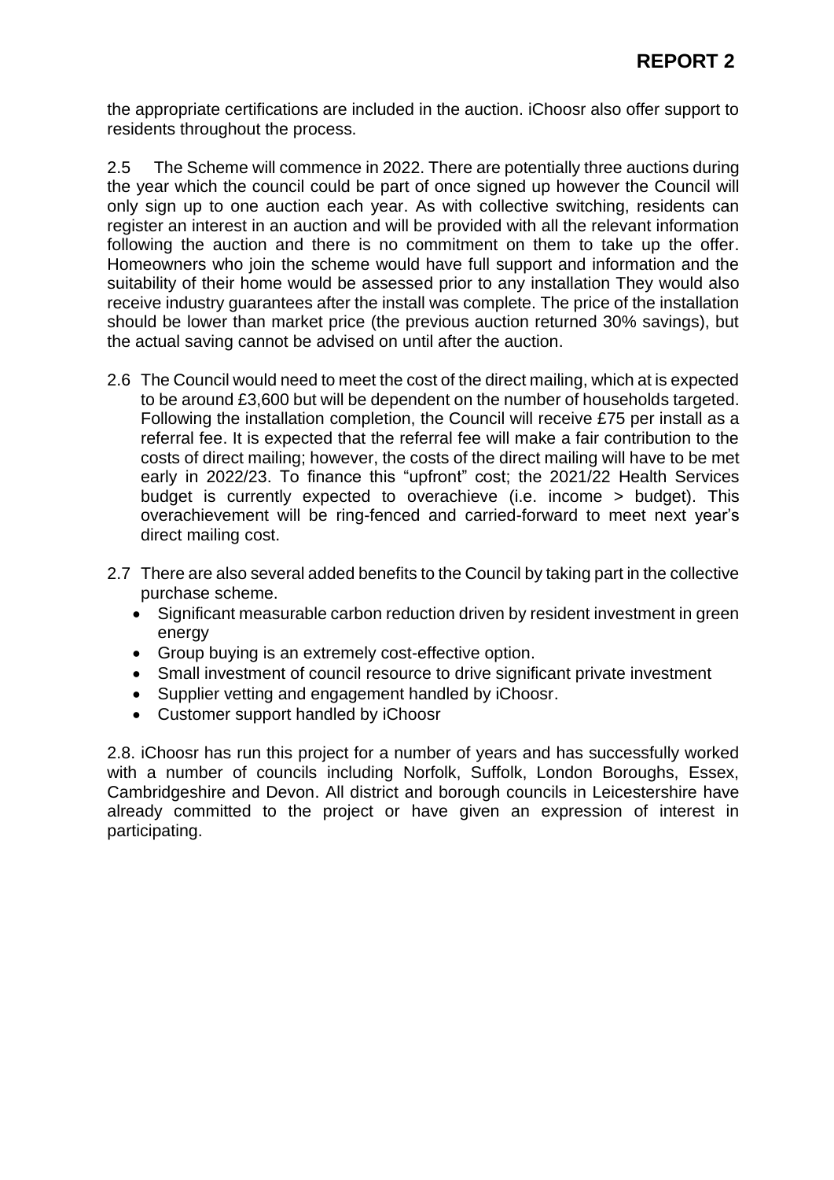the appropriate certifications are included in the auction. iChoosr also offer support to residents throughout the process.

2.5 The Scheme will commence in 2022. There are potentially three auctions during the year which the council could be part of once signed up however the Council will only sign up to one auction each year. As with collective switching, residents can register an interest in an auction and will be provided with all the relevant information following the auction and there is no commitment on them to take up the offer. Homeowners who join the scheme would have full support and information and the suitability of their home would be assessed prior to any installation They would also receive industry guarantees after the install was complete. The price of the installation should be lower than market price (the previous auction returned 30% savings), but the actual saving cannot be advised on until after the auction.

2.6 The Council would need to meet the cost of the direct mailing, which at is expected to be around £3,600 but will be dependent on the number of households targeted. Following the installation completion, the Council will receive £75 per install as a referral fee. It is expected that the referral fee will make a fair contribution to the costs of direct mailing; however, the costs of the direct mailing will have to be met early in 2022/23. To finance this "upfront" cost; the 2021/22 Health Services budget is currently expected to overachieve (i.e. income > budget). This overachievement will be ring-fenced and carried-forward to meet next year's direct mailing cost.

2.7 There are also several added benefits to the Council by taking part in the collective purchase scheme.

- Significant measurable carbon reduction driven by resident investment in green energy
- Group buying is an extremely cost-effective option.
- Small investment of council resource to drive significant private investment
- Supplier vetting and engagement handled by iChoosr.
- Customer support handled by iChoosr

2.8. iChoosr has run this project for a number of years and has successfully worked with a number of councils including Norfolk, Suffolk, London Boroughs, Essex, Cambridgeshire and Devon. All district and borough councils in Leicestershire have already committed to the project or have given an expression of interest in participating.